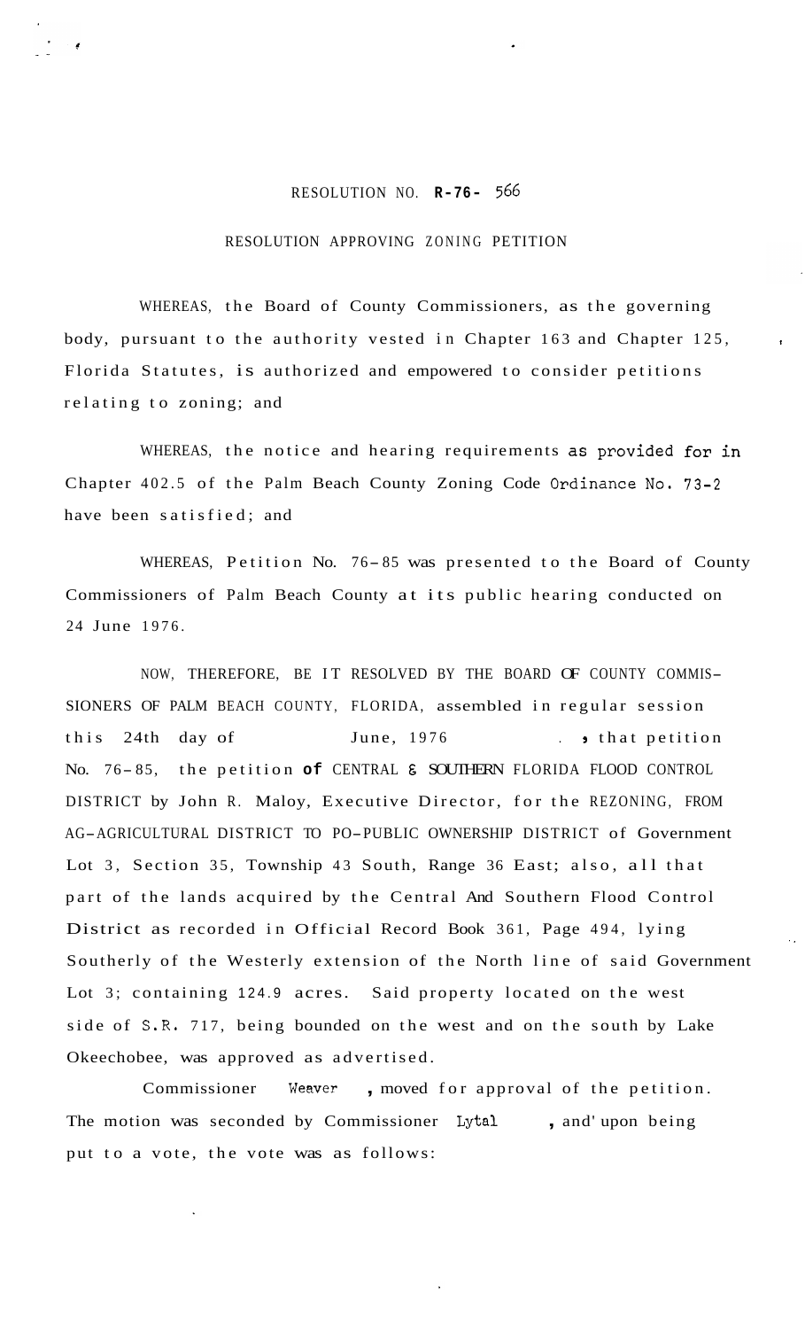RESOLUTION NO. **R-76-** 566

RESOLUTION APPROVING ZONING PETITION

WHEREAS, the Board of County Commissioners, as the governing body, pursuant to the authority vested in Chapter 163 and Chapter 125, Florida Statutes, is authorized and empowered to consider petitions relating to zoning; and

WHEREAS, the notice and hearing requirements as provided for in Chapter 402.5 of the Palm Beach County Zoning Code Ordinance No. 73-2 have been satisfied; and

WHEREAS, Petition No. 76-85 was presented to the Board of County Commissioners of Palm Beach County at its public hearing conducted on 24 June 1976.

NOW, THEREFORE, BE IT RESOLVED BY THE BOARD OF COUNTY COMMISSIONERS OF PALM BEACH COUNTY, FLORIDA, assembled in regular session this 24th day of June, 1976, that petition No. 76-85, the petition **of** CENTRAL & SOUTHERN FLORIDA FLOOD CONTROL DISTRICT by John R. Maloy, Executive Director, for the REZONING, FROM AG-AGRICULTURAL DISTRICT TO PO-PUBLIC OWNERSHIP DISTRICT of Government Lot 3, Section 35, Township 43 South, Range 36 East; also, all that part of the lands acquired by the Central And Southern Flood Control District as recorded in Official Record Book 361, Page 494, lying Southerly of the Westerly extension of the North line of said Government Lot 3; containing 124.9 acres. Said property located on the west side of S.R. 717, being bounded on the west and on the south by Lake Okeechobee, was approved as advertised.

Commissioner Weaver, moved for approval of the petition. The motion was seconded by Commissioner Lytal, and upon being put to a vote, the vote was as follows: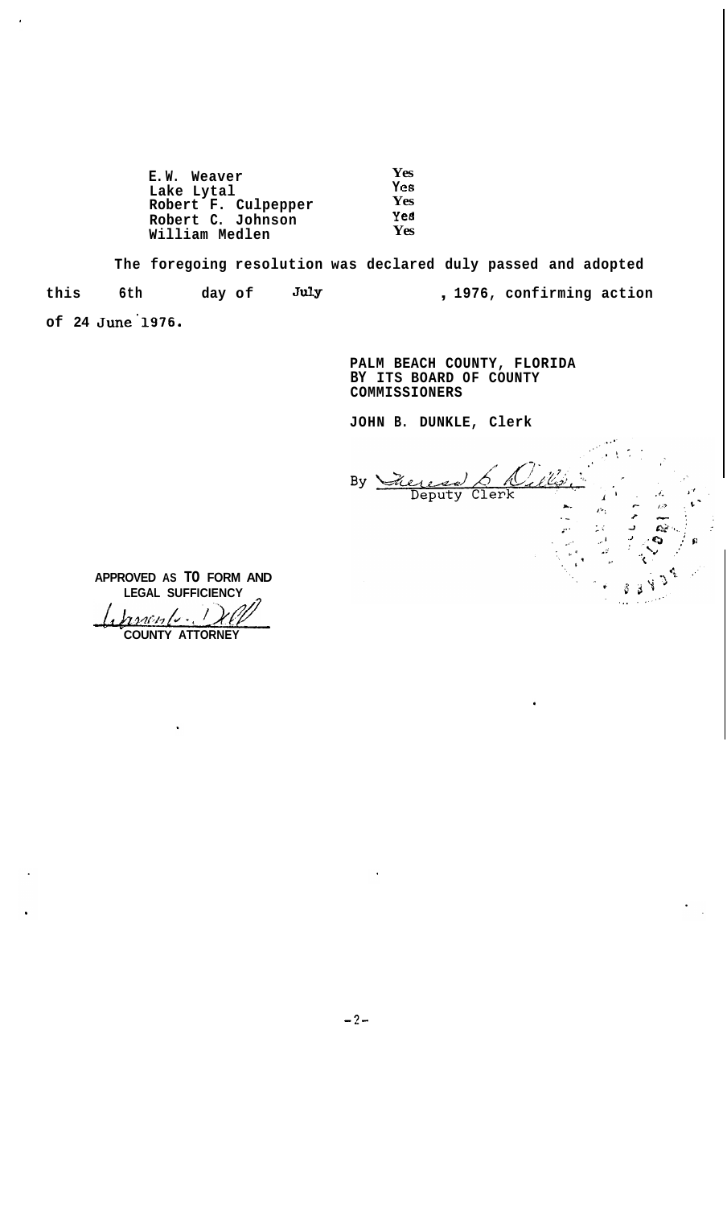| | |
|---|---|
| E.W. Weaver | Yes |
| Lake Lytal | Yes |
| Robert F. Culpepper | Yes |
| Robert C. Johnson | Yes |
| William Medlen | Yes |

The foregoing resolution was declared duly passed and adopted this 6th day of July, 1976, confirming action of 24 June 1976.

PALM BEACH COUNTY, FLORIDA
BY ITS BOARD OF COUNTY
COMMISSIONERS

JOHN B. DUNKLE, Clerk

By Theresa A. Willis
Deputy Clerk

APPROVED AS TO FORM AND
LEGAL SUFFICIENCY

COUNTY ATTORNEY